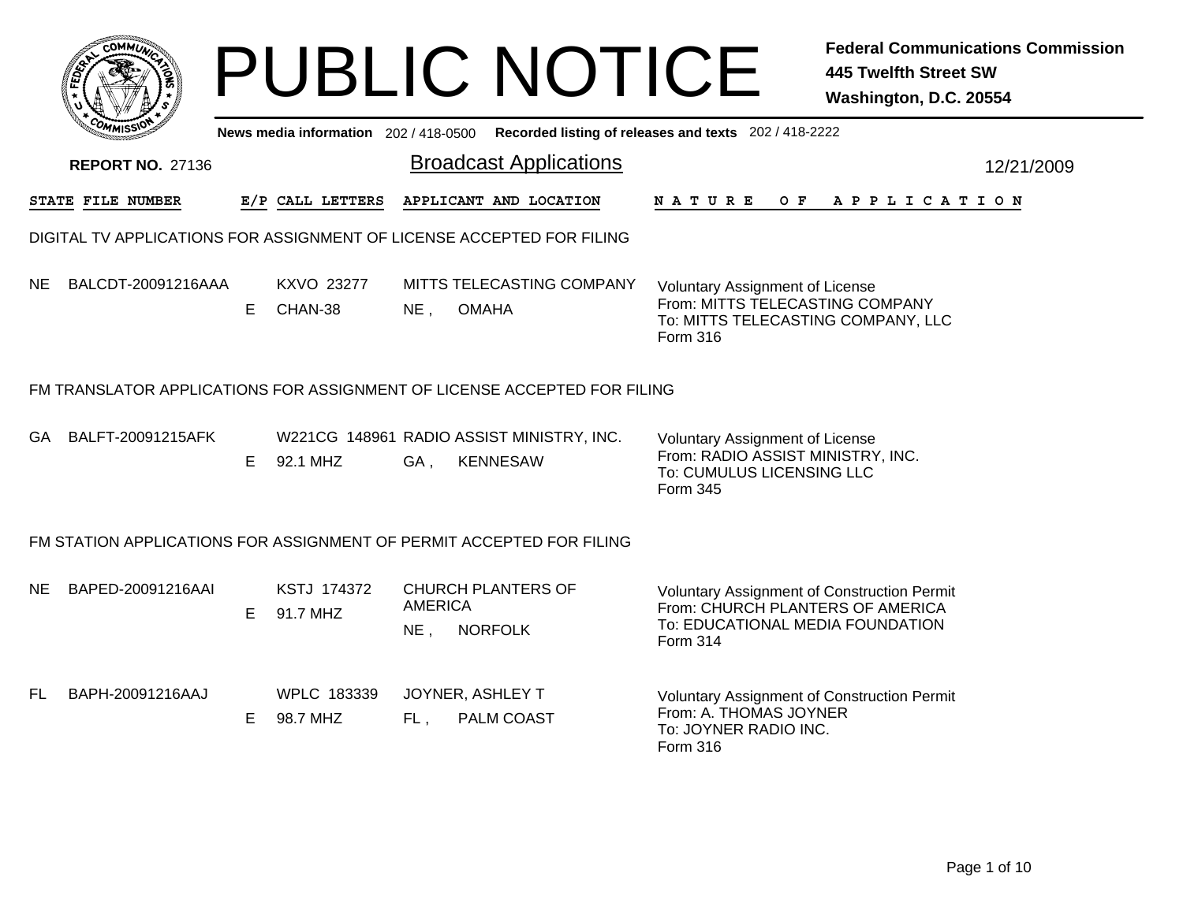# PUBLIC NOTICE

**Federal Communications Commission**
**445 Twelfth Street SW**
**Washington, D.C. 20554**

**News media information** 202 / 418-0500 **Recorded listing of releases and texts** 202 / 418-2222

**REPORT NO.** 27136

## Broadcast Applications

12/21/2009

| STATE | FILE NUMBER | E/P | CALL LETTERS | APPLICANT AND LOCATION | NATURE OF APPLICATION |
|---|---|---|---|---|---|

### DIGITAL TV APPLICATIONS FOR ASSIGNMENT OF LICENSE ACCEPTED FOR FILING

| STATE | FILE NUMBER | E/P | CALL LETTERS | APPLICANT AND LOCATION | NATURE OF APPLICATION |
|---|---|---|---|---|---|
| NE | BALCDT-20091216AAA | E | KXVO 23277 CHAN-38 | MITTS TELECASTING COMPANY NE , OMAHA | Voluntary Assignment of License From: MITTS TELECASTING COMPANY To: MITTS TELECASTING COMPANY, LLC Form 316 |

### FM TRANSLATOR APPLICATIONS FOR ASSIGNMENT OF LICENSE ACCEPTED FOR FILING

| STATE | FILE NUMBER | E/P | CALL LETTERS | APPLICANT AND LOCATION | NATURE OF APPLICATION |
|---|---|---|---|---|---|
| GA | BALFT-20091215AFK | E | W221CG 148961 92.1 MHZ | RADIO ASSIST MINISTRY, INC. GA , KENNESAW | Voluntary Assignment of License From: RADIO ASSIST MINISTRY, INC. To: CUMULUS LICENSING LLC Form 345 |

### FM STATION APPLICATIONS FOR ASSIGNMENT OF PERMIT ACCEPTED FOR FILING

| STATE | FILE NUMBER | E/P | CALL LETTERS | APPLICANT AND LOCATION | NATURE OF APPLICATION |
|---|---|---|---|---|---|
| NE | BAPED-20091216AAI | E | KSTJ 174372 91.7 MHZ | CHURCH PLANTERS OF AMERICA NE , NORFOLK | Voluntary Assignment of Construction Permit From: CHURCH PLANTERS OF AMERICA To: EDUCATIONAL MEDIA FOUNDATION Form 314 |
| FL | BAPH-20091216AAJ | E | WPLC 183339 98.7 MHZ | JOYNER, ASHLEY T FL , PALM COAST | Voluntary Assignment of Construction Permit From: A. THOMAS JOYNER To: JOYNER RADIO INC. Form 316 |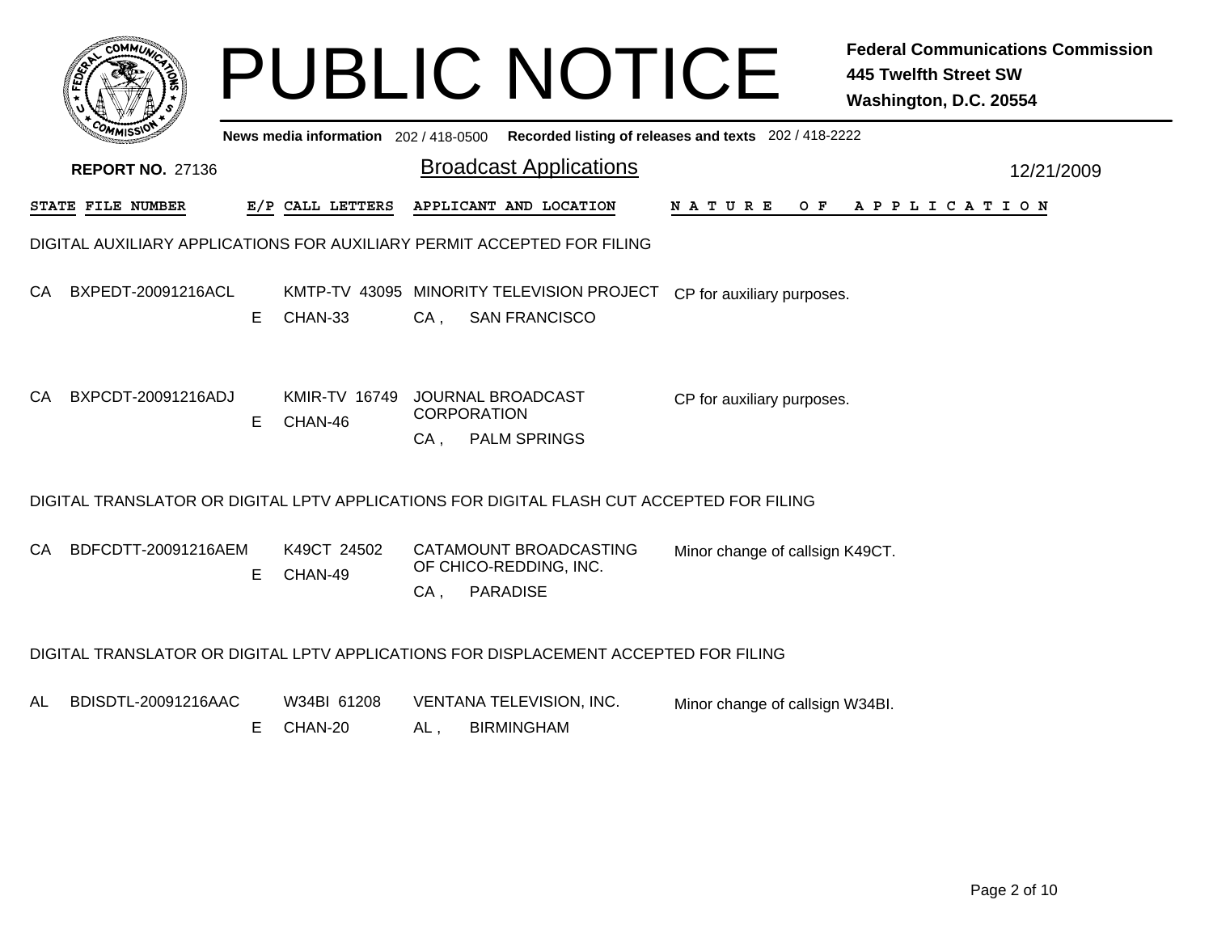# PUBLIC NOTICE

**Federal Communications Commission**
**445 Twelfth Street SW**
**Washington, D.C. 20554**

**News media information** 202 / 418-0500 **Recorded listing of releases and texts** 202 / 418-2222

**REPORT NO.** 27136

## Broadcast Applications

12/21/2009

| STATE | FILE NUMBER | E/P | CALL LETTERS | APPLICANT AND LOCATION | NATURE OF APPLICATION |
|---|---|---|---|---|---|

DIGITAL AUXILIARY APPLICATIONS FOR AUXILIARY PERMIT ACCEPTED FOR FILING

| STATE | FILE NUMBER | E/P | CALL LETTERS | APPLICANT AND LOCATION | NATURE OF APPLICATION |
|---|---|---|---|---|---|
| CA | BXPEDT-20091216ACL | E | KMTP-TV 43095 CHAN-33 | MINORITY TELEVISION PROJECT CA , SAN FRANCISCO | CP for auxiliary purposes. |
| CA | BXPCDT-20091216ADJ | E | KMIR-TV 16749 CHAN-46 | JOURNAL BROADCAST CORPORATION CA , PALM SPRINGS | CP for auxiliary purposes. |

DIGITAL TRANSLATOR OR DIGITAL LPTV APPLICATIONS FOR DIGITAL FLASH CUT ACCEPTED FOR FILING

| STATE | FILE NUMBER | E/P | CALL LETTERS | APPLICANT AND LOCATION | NATURE OF APPLICATION |
|---|---|---|---|---|---|
| CA | BDFCDTT-20091216AEM | E | K49CT 24502 CHAN-49 | CATAMOUNT BROADCASTING OF CHICO-REDDING, INC. CA , PARADISE | Minor change of callsign K49CT. |

DIGITAL TRANSLATOR OR DIGITAL LPTV APPLICATIONS FOR DISPLACEMENT ACCEPTED FOR FILING

| STATE | FILE NUMBER | E/P | CALL LETTERS | APPLICANT AND LOCATION | NATURE OF APPLICATION |
|---|---|---|---|---|---|
| AL | BDISDTL-20091216AAC | E | W34BI 61208 CHAN-20 | VENTANA TELEVISION, INC. AL , BIRMINGHAM | Minor change of callsign W34BI. |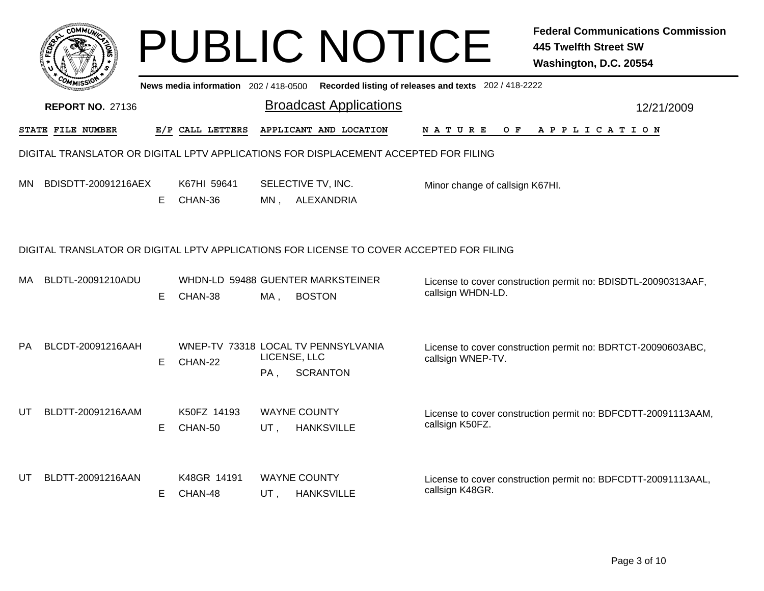# PUBLIC NOTICE

**Federal Communications Commission**
**445 Twelfth Street SW**
**Washington, D.C. 20554**

**News media information** 202 / 418-0500 **Recorded listing of releases and texts** 202 / 418-2222

**REPORT NO.** 27136

## Broadcast Applications

12/21/2009

### DIGITAL TRANSLATOR OR DIGITAL LPTV APPLICATIONS FOR DISPLACEMENT ACCEPTED FOR FILING

| STATE | FILE NUMBER | E/P | CALL LETTERS | APPLICANT AND LOCATION | NATURE OF APPLICATION |
|---|---|---|---|---|---|
| MN | BDISDTT-20091216AEX | E | K67HI 59641 CHAN-36 | SELECTIVE TV, INC. MN , ALEXANDRIA | Minor change of callsign K67HI. |

### DIGITAL TRANSLATOR OR DIGITAL LPTV APPLICATIONS FOR LICENSE TO COVER ACCEPTED FOR FILING

| STATE | FILE NUMBER | E/P | CALL LETTERS | APPLICANT AND LOCATION | NATURE OF APPLICATION |
|---|---|---|---|---|---|
| MA | BLDTL-20091210ADU | E | WHDN-LD 59488 CHAN-38 | GUENTER MARKSTEINER MA , BOSTON | License to cover construction permit no: BDISDTL-20090313AAF, callsign WHDN-LD. |
| PA | BLCDT-20091216AAH | E | WNEP-TV 73318 CHAN-22 | LOCAL TV PENNSYLVANIA LICENSE, LLC PA , SCRANTON | License to cover construction permit no: BDRTCT-20090603ABC, callsign WNEP-TV. |
| UT | BLDTT-20091216AAM | E | K50FZ 14193 CHAN-50 | WAYNE COUNTY UT , HANKSVILLE | License to cover construction permit no: BDFCDTT-20091113AAM, callsign K50FZ. |
| UT | BLDTT-20091216AAN | E | K48GR 14191 CHAN-48 | WAYNE COUNTY UT , HANKSVILLE | License to cover construction permit no: BDFCDTT-20091113AAL, callsign K48GR. |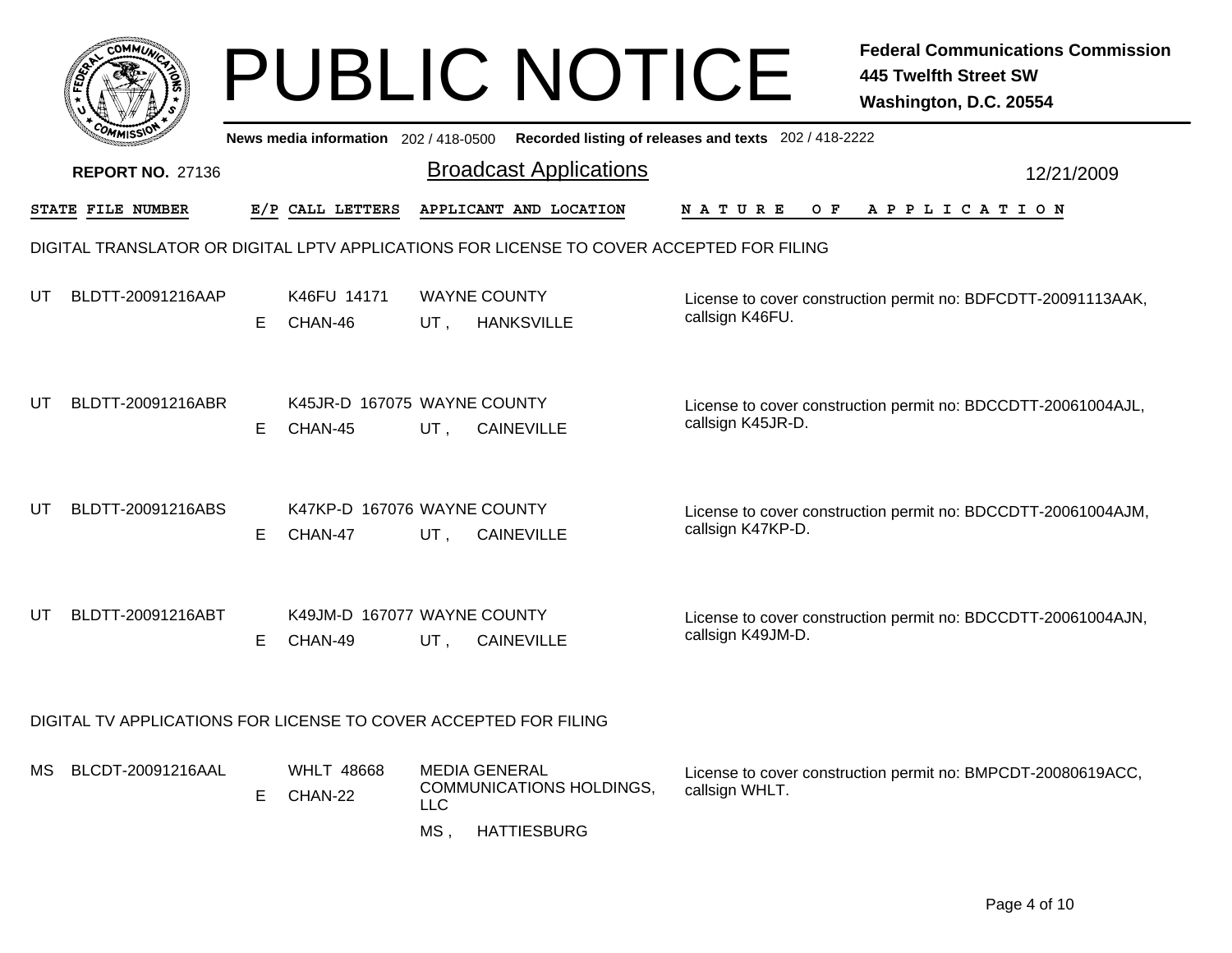# PUBLIC NOTICE

**Federal Communications Commission**
**445 Twelfth Street SW**
**Washington, D.C. 20554**

News media information 202 / 418-0500 Recorded listing of releases and texts 202 / 418-2222

**REPORT NO.** 27136

## Broadcast Applications

12/21/2009

| STATE | FILE NUMBER | E/P | CALL LETTERS | APPLICANT AND LOCATION | NATURE OF APPLICATION |
|---|---|---|---|---|---|

### DIGITAL TRANSLATOR OR DIGITAL LPTV APPLICATIONS FOR LICENSE TO COVER ACCEPTED FOR FILING

| STATE | FILE NUMBER | E/P | CALL LETTERS | APPLICANT AND LOCATION | NATURE OF APPLICATION |
|---|---|---|---|---|---|
| UT | BLDTT-20091216AAP | E | K46FU 14171 CHAN-46 | WAYNE COUNTY UT , HANKSVILLE | License to cover construction permit no: BDFCDTT-20091113AAK, callsign K46FU. |
| UT | BLDTT-20091216ABR | E | K45JR-D 167075 CHAN-45 | WAYNE COUNTY UT , CAINEVILLE | License to cover construction permit no: BDCCDTT-20061004AJL, callsign K45JR-D. |
| UT | BLDTT-20091216ABS | E | K47KP-D 167076 CHAN-47 | WAYNE COUNTY UT , CAINEVILLE | License to cover construction permit no: BDCCDTT-20061004AJM, callsign K47KP-D. |
| UT | BLDTT-20091216ABT | E | K49JM-D 167077 CHAN-49 | WAYNE COUNTY UT , CAINEVILLE | License to cover construction permit no: BDCCDTT-20061004AJN, callsign K49JM-D. |

### DIGITAL TV APPLICATIONS FOR LICENSE TO COVER ACCEPTED FOR FILING

| STATE | FILE NUMBER | E/P | CALL LETTERS | APPLICANT AND LOCATION | NATURE OF APPLICATION |
|---|---|---|---|---|---|
| MS | BLCDT-20091216AAL | E | WHLT 48668 CHAN-22 | MEDIA GENERAL COMMUNICATIONS HOLDINGS, LLC MS , HATTIESBURG | License to cover construction permit no: BMPCDT-20080619ACC, callsign WHLT. |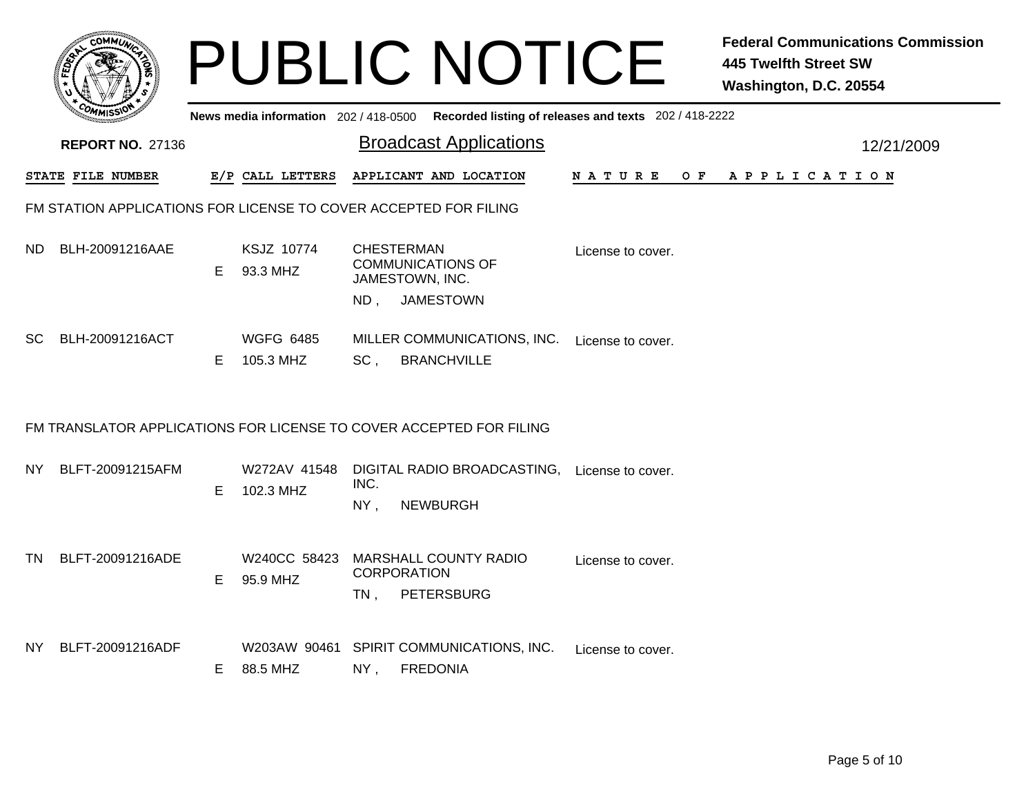# PUBLIC NOTICE

**Federal Communications Commission**
**445 Twelfth Street SW**
**Washington, D.C. 20554**

**News media information** 202 / 418-0500 **Recorded listing of releases and texts** 202 / 418-2222

**REPORT NO.** 27136

## Broadcast Applications

12/21/2009

| STATE | FILE NUMBER | E/P | CALL LETTERS | APPLICANT AND LOCATION | NATURE OF APPLICATION |
|---|---|---|---|---|---|

### FM STATION APPLICATIONS FOR LICENSE TO COVER ACCEPTED FOR FILING

| STATE | FILE NUMBER | E/P | CALL LETTERS | APPLICANT AND LOCATION | NATURE OF APPLICATION |
|---|---|---|---|---|---|
| ND | BLH-20091216AAE | E | KSJZ 10774<br>93.3 MHZ | CHESTERMAN COMMUNICATIONS OF JAMESTOWN, INC.<br>ND , JAMESTOWN | License to cover. |
| SC | BLH-20091216ACT | E | WGFG 6485<br>105.3 MHZ | MILLER COMMUNICATIONS, INC.<br>SC , BRANCHVILLE | License to cover. |

### FM TRANSLATOR APPLICATIONS FOR LICENSE TO COVER ACCEPTED FOR FILING

| STATE | FILE NUMBER | E/P | CALL LETTERS | APPLICANT AND LOCATION | NATURE OF APPLICATION |
|---|---|---|---|---|---|
| NY | BLFT-20091215AFM | E | W272AV 41548<br>102.3 MHZ | DIGITAL RADIO BROADCASTING, INC.<br>NY , NEWBURGH | License to cover. |
| TN | BLFT-20091216ADE | E | W240CC 58423<br>95.9 MHZ | MARSHALL COUNTY RADIO CORPORATION<br>TN , PETERSBURG | License to cover. |
| NY | BLFT-20091216ADF | E | W203AW 90461<br>88.5 MHZ | SPIRIT COMMUNICATIONS, INC.<br>NY , FREDONIA | License to cover. |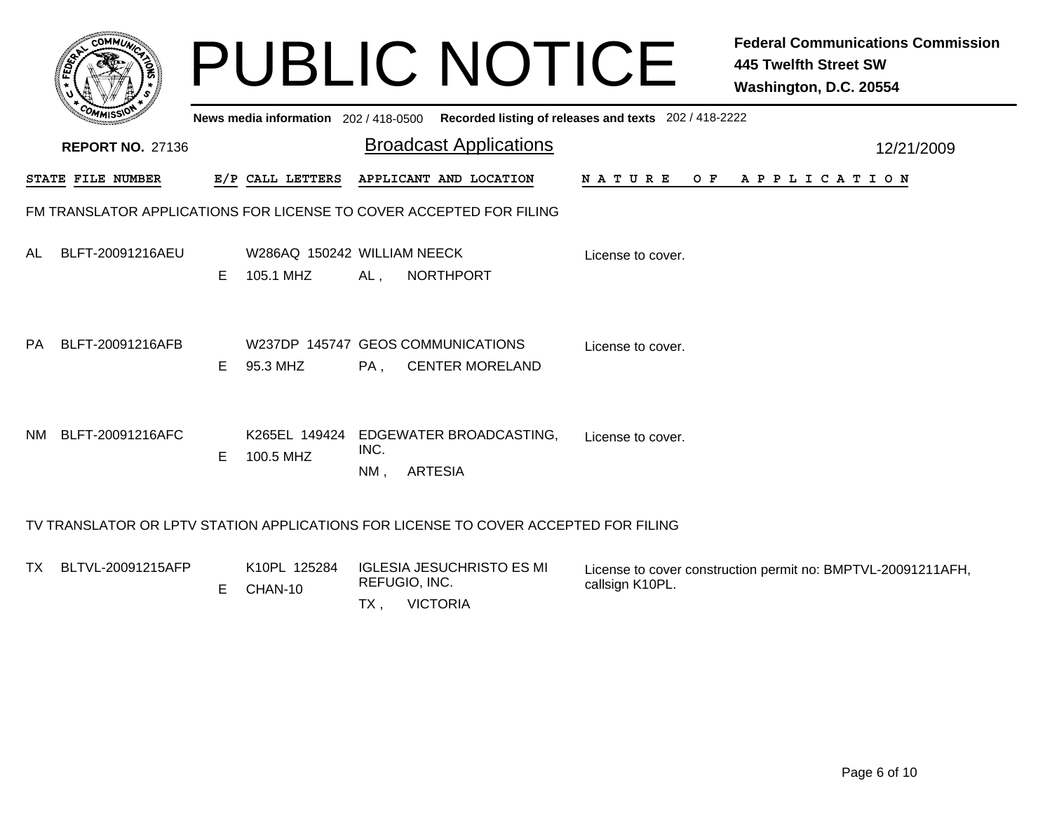# PUBLIC NOTICE

**Federal Communications Commission**
**445 Twelfth Street SW**
**Washington, D.C. 20554**

**News media information** 202 / 418-0500 **Recorded listing of releases and texts** 202 / 418-2222

**REPORT NO.** 27136

## Broadcast Applications

12/21/2009

| STATE | FILE NUMBER | E/P | CALL LETTERS | APPLICANT AND LOCATION | NATURE OF APPLICATION |
|---|---|---|---|---|---|

### FM TRANSLATOR APPLICATIONS FOR LICENSE TO COVER ACCEPTED FOR FILING

| STATE | FILE NUMBER | E/P | CALL LETTERS | APPLICANT AND LOCATION | NATURE OF APPLICATION |
|---|---|---|---|---|---|
| AL | BLFT-20091216AEU | E | W286AQ 150242<br>105.1 MHZ | WILLIAM NEECK<br>AL , NORTHPORT | License to cover. |
| PA | BLFT-20091216AFB | E | W237DP 145747<br>95.3 MHZ | GEOS COMMUNICATIONS<br>PA , CENTER MORELAND | License to cover. |
| NM | BLFT-20091216AFC | E | K265EL 149424<br>100.5 MHZ | EDGEWATER BROADCASTING, INC.<br>NM , ARTESIA | License to cover. |

### TV TRANSLATOR OR LPTV STATION APPLICATIONS FOR LICENSE TO COVER ACCEPTED FOR FILING

| STATE | FILE NUMBER | E/P | CALL LETTERS | APPLICANT AND LOCATION | NATURE OF APPLICATION |
|---|---|---|---|---|---|
| TX | BLTVL-20091215AFP | E | K10PL 125284<br>CHAN-10 | IGLESIA JESUCHRISTO ES MI REFUGIO, INC.<br>TX , VICTORIA | License to cover construction permit no: BMPTVL-20091211AFH, callsign K10PL. |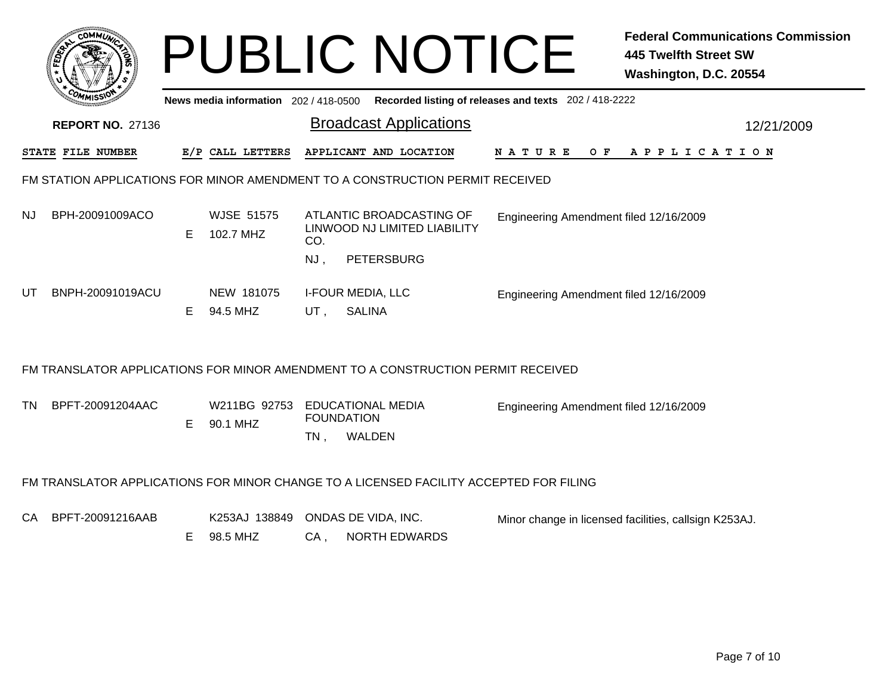# PUBLIC NOTICE

**Federal Communications Commission**
**445 Twelfth Street SW**
**Washington, D.C. 20554**

News media information 202 / 418-0500 Recorded listing of releases and texts 202 / 418-2222

**REPORT NO.** 27136

## Broadcast Applications

12/21/2009

### FM STATION APPLICATIONS FOR MINOR AMENDMENT TO A CONSTRUCTION PERMIT RECEIVED

| STATE | FILE NUMBER | E/P | CALL LETTERS | APPLICANT AND LOCATION | NATURE OF APPLICATION |
|---|---|---|---|---|---|
| NJ | BPH-20091009ACO | E | WJSE 51575 102.7 MHZ | ATLANTIC BROADCASTING OF LINWOOD NJ LIMITED LIABILITY CO. NJ , PETERSBURG | Engineering Amendment filed 12/16/2009 |
| UT | BNPH-20091019ACU | E | NEW 181075 94.5 MHZ | I-FOUR MEDIA, LLC UT , SALINA | Engineering Amendment filed 12/16/2009 |

### FM TRANSLATOR APPLICATIONS FOR MINOR AMENDMENT TO A CONSTRUCTION PERMIT RECEIVED

| STATE | FILE NUMBER | E/P | CALL LETTERS | APPLICANT AND LOCATION | NATURE OF APPLICATION |
|---|---|---|---|---|---|
| TN | BPFT-20091204AAC | E | W211BG 92753 90.1 MHZ | EDUCATIONAL MEDIA FOUNDATION TN , WALDEN | Engineering Amendment filed 12/16/2009 |

### FM TRANSLATOR APPLICATIONS FOR MINOR CHANGE TO A LICENSED FACILITY ACCEPTED FOR FILING

| STATE | FILE NUMBER | E/P | CALL LETTERS | APPLICANT AND LOCATION | NATURE OF APPLICATION |
|---|---|---|---|---|---|
| CA | BPFT-20091216AAB | E | K253AJ 138849 98.5 MHZ | ONDAS DE VIDA, INC. CA , NORTH EDWARDS | Minor change in licensed facilities, callsign K253AJ. |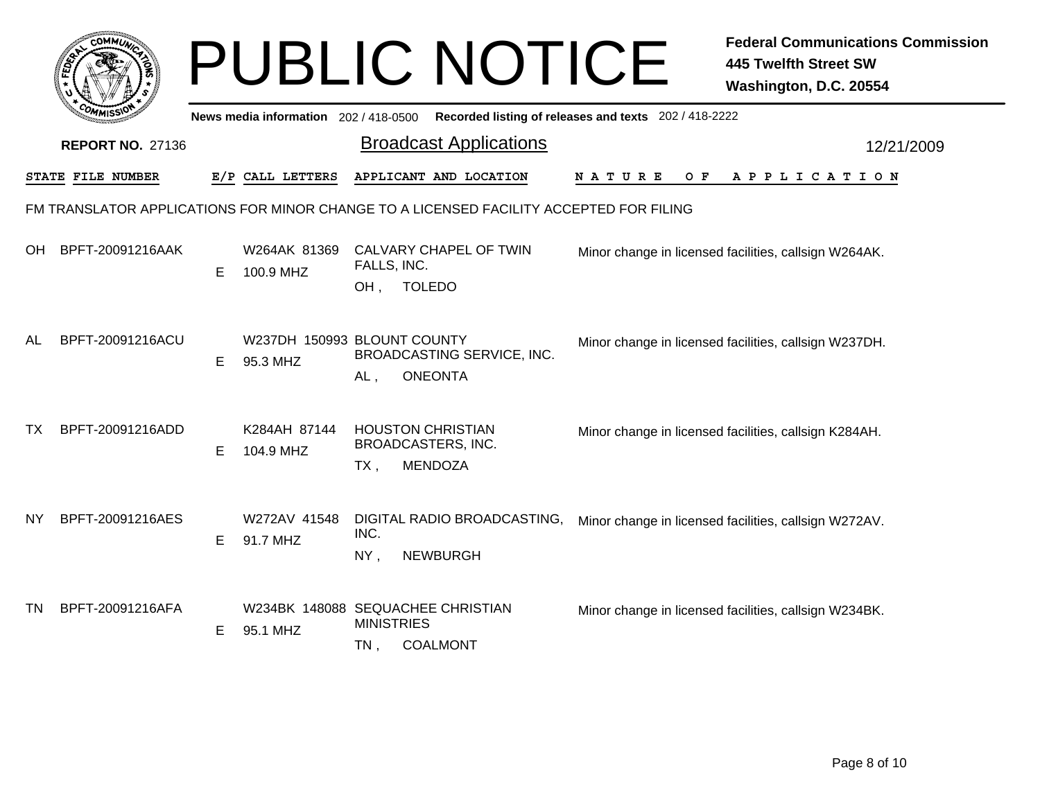# PUBLIC NOTICE

**Federal Communications Commission**
**445 Twelfth Street SW**
**Washington, D.C. 20554**

News media information 202 / 418-0500 Recorded listing of releases and texts 202 / 418-2222

**REPORT NO.** 27136

## Broadcast Applications

12/21/2009

FM TRANSLATOR APPLICATIONS FOR MINOR CHANGE TO A LICENSED FACILITY ACCEPTED FOR FILING

| STATE | FILE NUMBER | E/P | CALL LETTERS | APPLICANT AND LOCATION | NATURE OF APPLICATION |
|---|---|---|---|---|---|
| OH | BPFT-20091216AAK | E | W264AK 81369<br>100.9 MHZ | CALVARY CHAPEL OF TWIN FALLS, INC.<br>OH , TOLEDO | Minor change in licensed facilities, callsign W264AK. |
| AL | BPFT-20091216ACU | E | W237DH 150993<br>95.3 MHZ | BLOUNT COUNTY BROADCASTING SERVICE, INC.<br>AL , ONEONTA | Minor change in licensed facilities, callsign W237DH. |
| TX | BPFT-20091216ADD | E | K284AH 87144<br>104.9 MHZ | HOUSTON CHRISTIAN BROADCASTERS, INC.<br>TX , MENDOZA | Minor change in licensed facilities, callsign K284AH. |
| NY | BPFT-20091216AES | E | W272AV 41548<br>91.7 MHZ | DIGITAL RADIO BROADCASTING, INC.<br>NY , NEWBURGH | Minor change in licensed facilities, callsign W272AV. |
| TN | BPFT-20091216AFA | E | W234BK 148088<br>95.1 MHZ | SEQUACHEE CHRISTIAN MINISTRIES<br>TN , COALMONT | Minor change in licensed facilities, callsign W234BK. |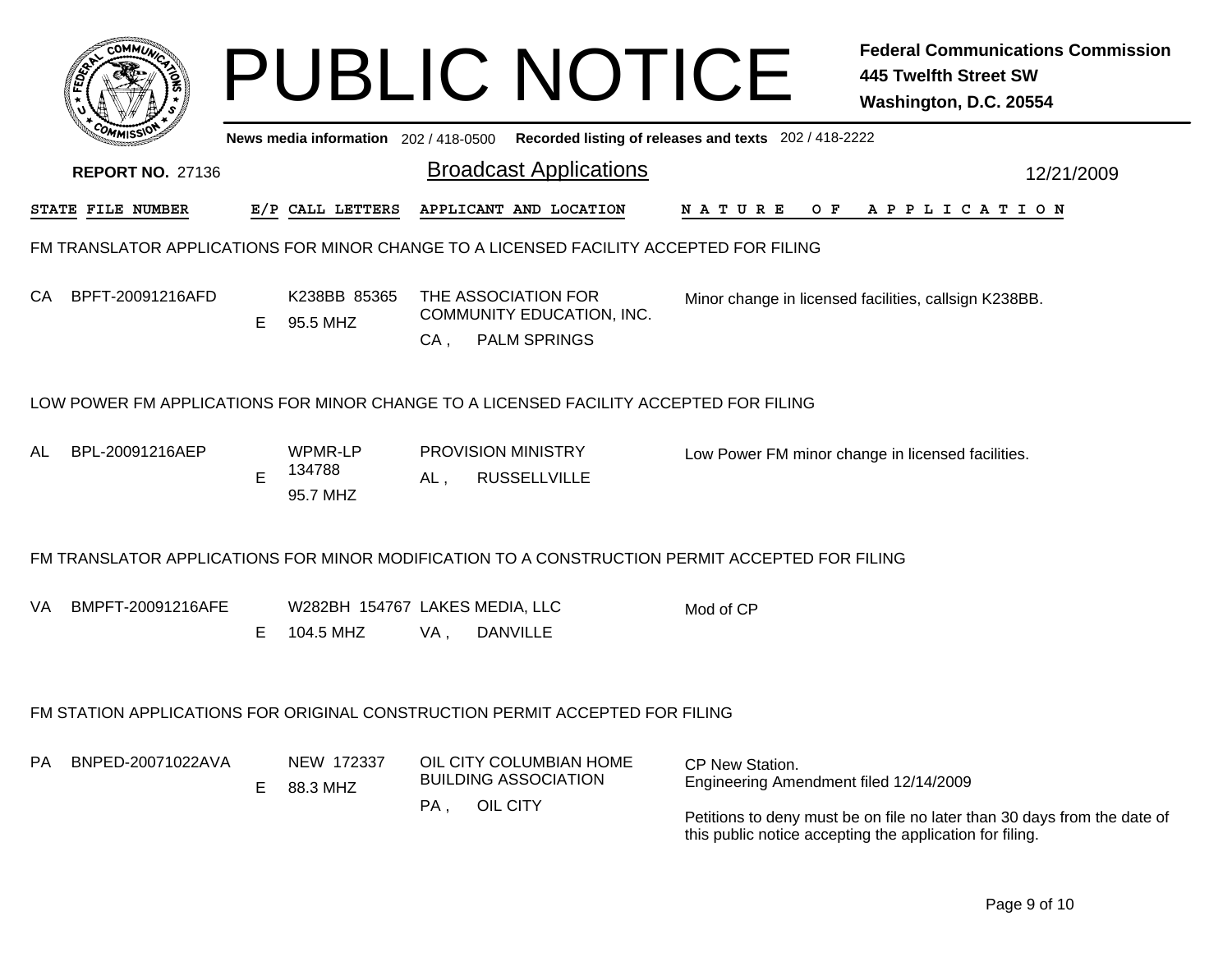# PUBLIC NOTICE

**Federal Communications Commission**
**445 Twelfth Street SW**
**Washington, D.C. 20554**

News media information 202 / 418-0500 Recorded listing of releases and texts 202 / 418-2222

**REPORT NO.** 27136

## Broadcast Applications

12/21/2009

| STATE | FILE NUMBER | E/P | CALL LETTERS | APPLICANT AND LOCATION | NATURE OF APPLICATION |
|---|---|---|---|---|---|

### FM TRANSLATOR APPLICATIONS FOR MINOR CHANGE TO A LICENSED FACILITY ACCEPTED FOR FILING

| STATE | FILE NUMBER | E/P | CALL LETTERS | APPLICANT AND LOCATION | NATURE OF APPLICATION |
|---|---|---|---|---|---|
| CA | BPFT-20091216AFD | E | K238BB 85365<br>95.5 MHZ | THE ASSOCIATION FOR COMMUNITY EDUCATION, INC.<br>CA , PALM SPRINGS | Minor change in licensed facilities, callsign K238BB. |

### LOW POWER FM APPLICATIONS FOR MINOR CHANGE TO A LICENSED FACILITY ACCEPTED FOR FILING

| STATE | FILE NUMBER | E/P | CALL LETTERS | APPLICANT AND LOCATION | NATURE OF APPLICATION |
|---|---|---|---|---|---|
| AL | BPL-20091216AEP | E | WPMR-LP 134788<br>95.7 MHZ | PROVISION MINISTRY<br>AL , RUSSELLVILLE | Low Power FM minor change in licensed facilities. |

### FM TRANSLATOR APPLICATIONS FOR MINOR MODIFICATION TO A CONSTRUCTION PERMIT ACCEPTED FOR FILING

| STATE | FILE NUMBER | E/P | CALL LETTERS | APPLICANT AND LOCATION | NATURE OF APPLICATION |
|---|---|---|---|---|---|
| VA | BMPFT-20091216AFE | E | W282BH 154767<br>104.5 MHZ | LAKES MEDIA, LLC<br>VA , DANVILLE | Mod of CP |

### FM STATION APPLICATIONS FOR ORIGINAL CONSTRUCTION PERMIT ACCEPTED FOR FILING

| STATE | FILE NUMBER | E/P | CALL LETTERS | APPLICANT AND LOCATION | NATURE OF APPLICATION |
|---|---|---|---|---|---|
| PA | BNPED-20071022AVA | E | NEW 172337<br>88.3 MHZ | OIL CITY COLUMBIAN HOME BUILDING ASSOCIATION<br>PA , OIL CITY | CP New Station.<br>Engineering Amendment filed 12/14/2009<br><br>Petitions to deny must be on file no later than 30 days from the date of this public notice accepting the application for filing. |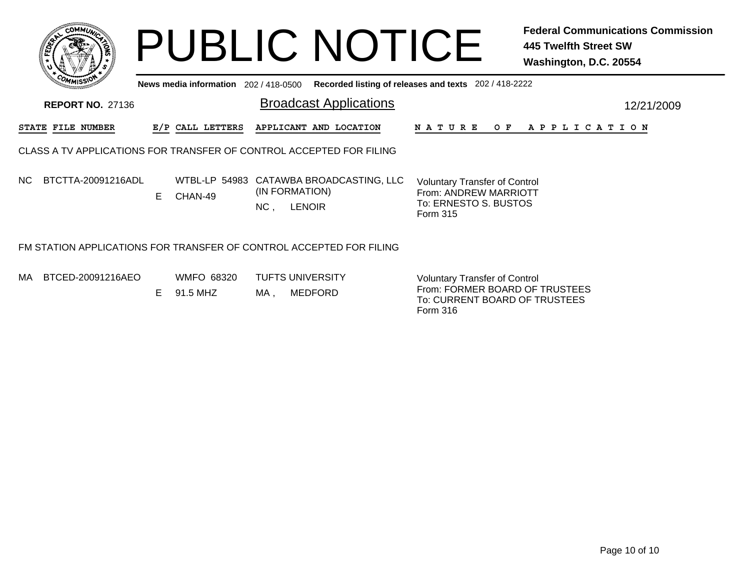# PUBLIC NOTICE

**Federal Communications Commission**
**445 Twelfth Street SW**
**Washington, D.C. 20554**

**News media information** 202 / 418-0500 **Recorded listing of releases and texts** 202 / 418-2222

**REPORT NO.** 27136

## Broadcast Applications

12/21/2009

| STATE | FILE NUMBER | E/P | CALL LETTERS | APPLICANT AND LOCATION | NATURE OF APPLICATION |
|---|---|---|---|---|---|

CLASS A TV APPLICATIONS FOR TRANSFER OF CONTROL ACCEPTED FOR FILING

| STATE | FILE NUMBER | E/P | CALL LETTERS | APPLICANT AND LOCATION | NATURE OF APPLICATION |
|---|---|---|---|---|---|
| NC | BTCTTA-20091216ADL | E | WTBL-LP 54983 CHAN-49 | CATAWBA BROADCASTING, LLC (IN FORMATION) NC , LENOIR | Voluntary Transfer of Control From: ANDREW MARRIOTT To: ERNESTO S. BUSTOS Form 315 |

FM STATION APPLICATIONS FOR TRANSFER OF CONTROL ACCEPTED FOR FILING

| STATE | FILE NUMBER | E/P | CALL LETTERS | APPLICANT AND LOCATION | NATURE OF APPLICATION |
|---|---|---|---|---|---|
| MA | BTCED-20091216AEO | E | WMFO 68320 91.5 MHZ | TUFTS UNIVERSITY MA , MEDFORD | Voluntary Transfer of Control From: FORMER BOARD OF TRUSTEES To: CURRENT BOARD OF TRUSTEES Form 316 |